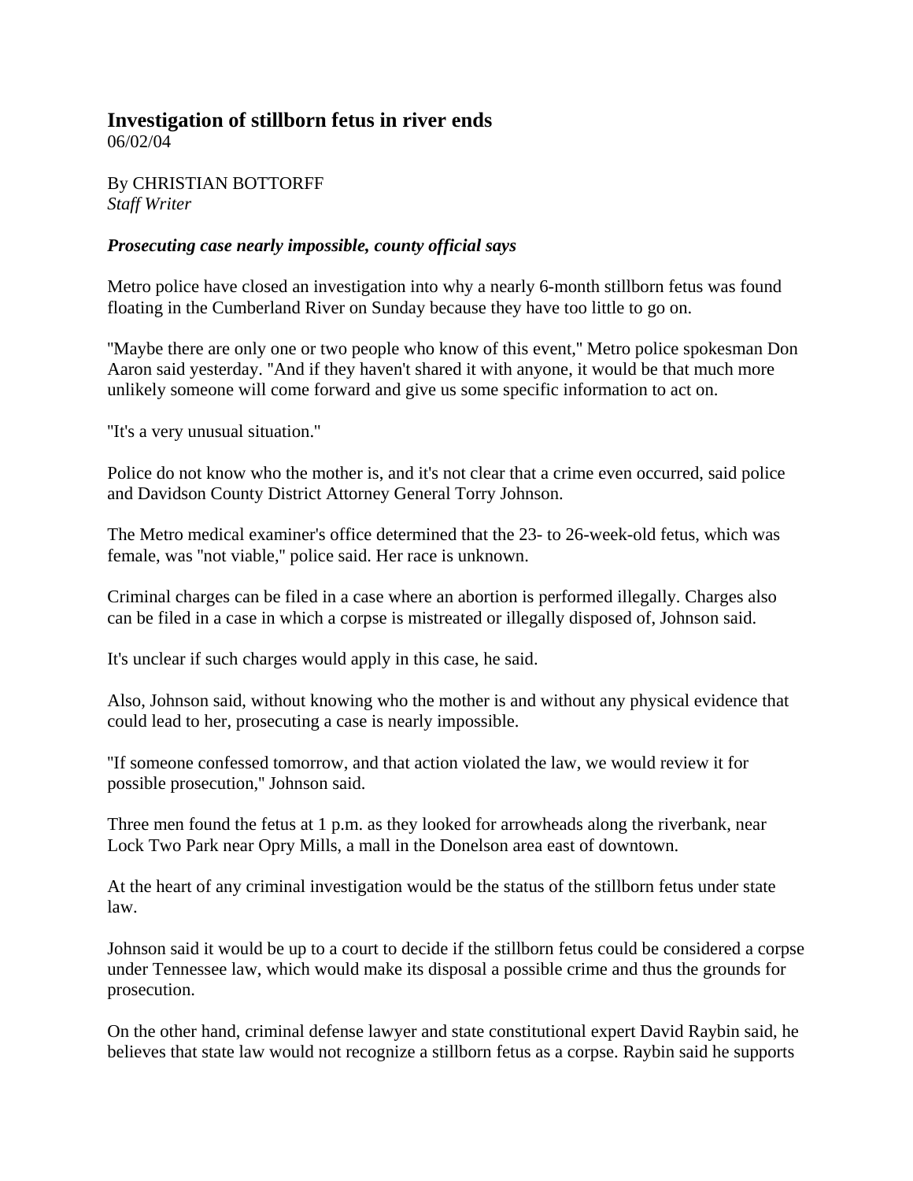# Investigation of stillborn fetus in river ends

06/02/04

By CHRISTIAN BOTTORFF
*Staff Writer*

***Prosecuting case nearly impossible, county official says***

Metro police have closed an investigation into why a nearly 6-month stillborn fetus was found floating in the Cumberland River on Sunday because they have too little to go on.

"Maybe there are only one or two people who know of this event," Metro police spokesman Don Aaron said yesterday. "And if they haven't shared it with anyone, it would be that much more unlikely someone will come forward and give us some specific information to act on.

"It's a very unusual situation."

Police do not know who the mother is, and it's not clear that a crime even occurred, said police and Davidson County District Attorney General Torry Johnson.

The Metro medical examiner's office determined that the 23- to 26-week-old fetus, which was female, was "not viable," police said. Her race is unknown.

Criminal charges can be filed in a case where an abortion is performed illegally. Charges also can be filed in a case in which a corpse is mistreated or illegally disposed of, Johnson said.

It's unclear if such charges would apply in this case, he said.

Also, Johnson said, without knowing who the mother is and without any physical evidence that could lead to her, prosecuting a case is nearly impossible.

"If someone confessed tomorrow, and that action violated the law, we would review it for possible prosecution," Johnson said.

Three men found the fetus at 1 p.m. as they looked for arrowheads along the riverbank, near Lock Two Park near Opry Mills, a mall in the Donelson area east of downtown.

At the heart of any criminal investigation would be the status of the stillborn fetus under state law.

Johnson said it would be up to a court to decide if the stillborn fetus could be considered a corpse under Tennessee law, which would make its disposal a possible crime and thus the grounds for prosecution.

On the other hand, criminal defense lawyer and state constitutional expert David Raybin said, he believes that state law would not recognize a stillborn fetus as a corpse. Raybin said he supports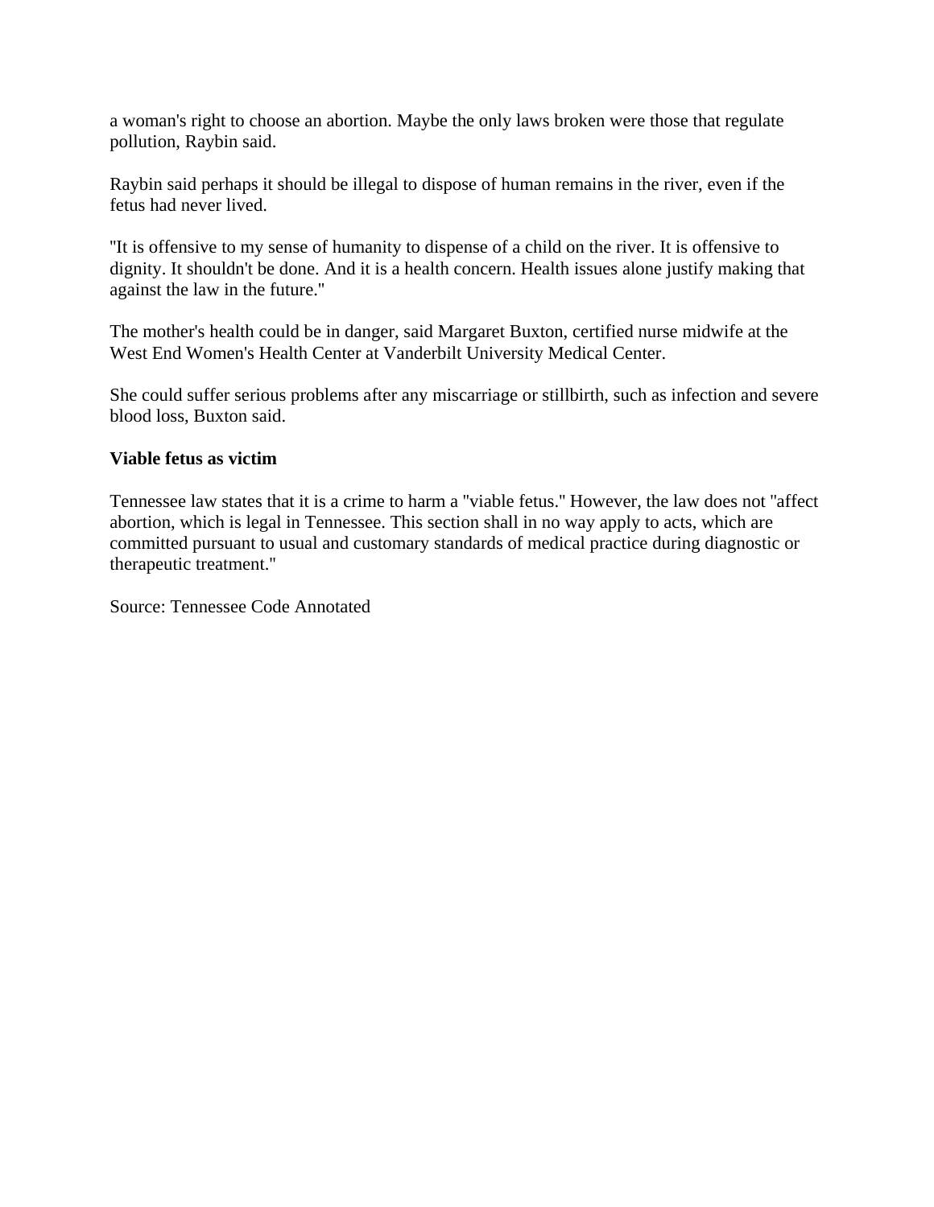a woman's right to choose an abortion. Maybe the only laws broken were those that regulate pollution, Raybin said.

Raybin said perhaps it should be illegal to dispose of human remains in the river, even if the fetus had never lived.

"It is offensive to my sense of humanity to dispense of a child on the river. It is offensive to dignity. It shouldn't be done. And it is a health concern. Health issues alone justify making that against the law in the future."

The mother's health could be in danger, said Margaret Buxton, certified nurse midwife at the West End Women's Health Center at Vanderbilt University Medical Center.

She could suffer serious problems after any miscarriage or stillbirth, such as infection and severe blood loss, Buxton said.

**Viable fetus as victim**

Tennessee law states that it is a crime to harm a "viable fetus." However, the law does not "affect abortion, which is legal in Tennessee. This section shall in no way apply to acts, which are committed pursuant to usual and customary standards of medical practice during diagnostic or therapeutic treatment."

Source: Tennessee Code Annotated